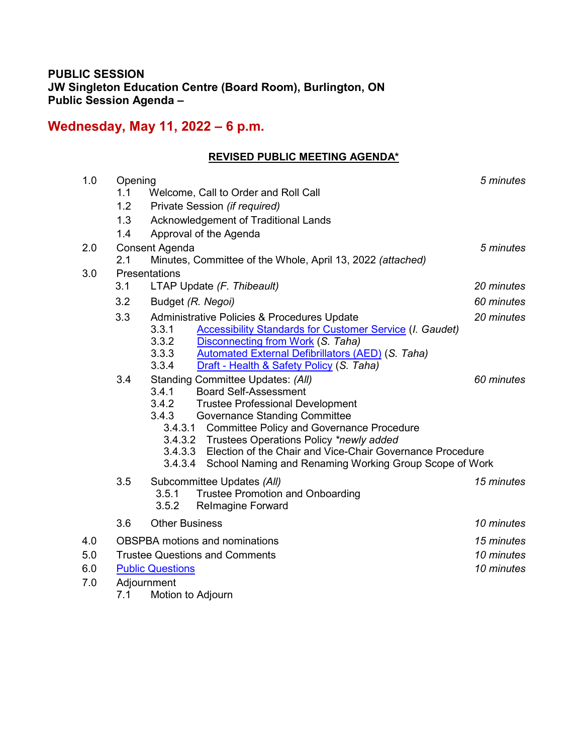**PUBLIC SESSION**
**JW Singleton Education Centre (Board Room), Burlington, ON**
**Public Session Agenda –**

## Wednesday, May 11, 2022 – 6 p.m.

**REVISED PUBLIC MEETING AGENDA***

1.0 Opening — *5 minutes*
- 1.1 Welcome, Call to Order and Roll Call
- 1.2 Private Session *(if required)*
- 1.3 Acknowledgement of Traditional Lands
- 1.4 Approval of the Agenda

2.0 Consent Agenda — *5 minutes*
- 2.1 Minutes, Committee of the Whole, April 13, 2022 *(attached)*

3.0 Presentations
- 3.1 LTAP Update *(F. Thibeault)* — *20 minutes*
- 3.2 Budget *(R. Negoi)* — *60 minutes*
- 3.3 Administrative Policies & Procedures Update — *20 minutes*
  - 3.3.1 Accessibility Standards for Customer Service (*I. Gaudet)*
  - 3.3.2 Disconnecting from Work (*S. Taha)*
  - 3.3.3 Automated External Defibrillators (AED) (*S. Taha)*
  - 3.3.4 Draft - Health & Safety Policy (*S. Taha)*
- 3.4 Standing Committee Updates: *(All)* — *60 minutes*
  - 3.4.1 Board Self-Assessment
  - 3.4.2 Trustee Professional Development
  - 3.4.3 Governance Standing Committee
    - 3.4.3.1 Committee Policy and Governance Procedure
    - 3.4.3.2 Trustees Operations Policy *\*newly added*
    - 3.4.3.3 Election of the Chair and Vice-Chair Governance Procedure
    - 3.4.3.4 School Naming and Renaming Working Group Scope of Work
- 3.5 Subcommittee Updates *(All)* — *15 minutes*
  - 3.5.1 Trustee Promotion and Onboarding
  - 3.5.2 ReImagine Forward
- 3.6 Other Business — *10 minutes*

4.0 OBSPBA motions and nominations — *15 minutes*

5.0 Trustee Questions and Comments — *10 minutes*

6.0 Public Questions — *10 minutes*

7.0 Adjournment
- 7.1 Motion to Adjourn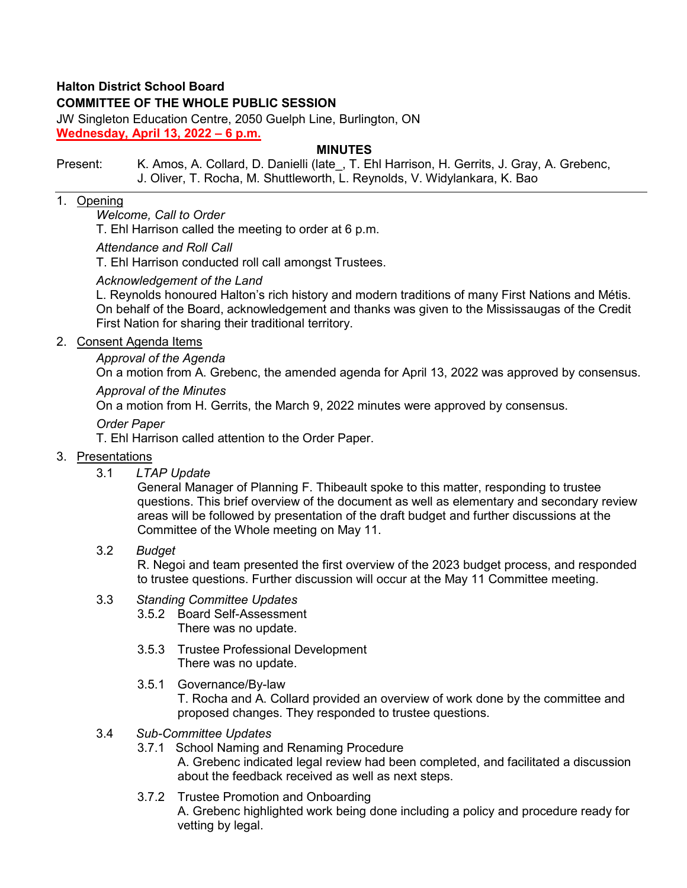**Halton District School Board**
**COMMITTEE OF THE WHOLE PUBLIC SESSION**
JW Singleton Education Centre, 2050 Guelph Line, Burlington, ON
**Wednesday, April 13, 2022 – 6 p.m.**

**MINUTES**

Present: K. Amos, A. Collard, D. Danielli (late_, T. Ehl Harrison, H. Gerrits, J. Gray, A. Grebenc, J. Oliver, T. Rocha, M. Shuttleworth, L. Reynolds, V. Widylankara, K. Bao

---

1. Opening

   *Welcome, Call to Order*
   T. Ehl Harrison called the meeting to order at 6 p.m.

   *Attendance and Roll Call*
   T. Ehl Harrison conducted roll call amongst Trustees.

   *Acknowledgement of the Land*
   L. Reynolds honoured Halton's rich history and modern traditions of many First Nations and Métis. On behalf of the Board, acknowledgement and thanks was given to the Mississaugas of the Credit First Nation for sharing their traditional territory.

2. Consent Agenda Items

   *Approval of the Agenda*
   On a motion from A. Grebenc, the amended agenda for April 13, 2022 was approved by consensus.

   *Approval of the Minutes*
   On a motion from H. Gerrits, the March 9, 2022 minutes were approved by consensus.

   *Order Paper*
   T. Ehl Harrison called attention to the Order Paper.

3. Presentations

   3.1 *LTAP Update*
   General Manager of Planning F. Thibeault spoke to this matter, responding to trustee questions. This brief overview of the document as well as elementary and secondary review areas will be followed by presentation of the draft budget and further discussions at the Committee of the Whole meeting on May 11.

   3.2 *Budget*
   R. Negoi and team presented the first overview of the 2023 budget process, and responded to trustee questions. Further discussion will occur at the May 11 Committee meeting.

   3.3 *Standing Committee Updates*

   3.5.2 Board Self-Assessment
   There was no update.

   3.5.3 Trustee Professional Development
   There was no update.

   3.5.1 Governance/By-law
   T. Rocha and A. Collard provided an overview of work done by the committee and proposed changes. They responded to trustee questions.

   3.4 *Sub-Committee Updates*

   3.7.1 School Naming and Renaming Procedure
   A. Grebenc indicated legal review had been completed, and facilitated a discussion about the feedback received as well as next steps.

   3.7.2 Trustee Promotion and Onboarding
   A. Grebenc highlighted work being done including a policy and procedure ready for vetting by legal.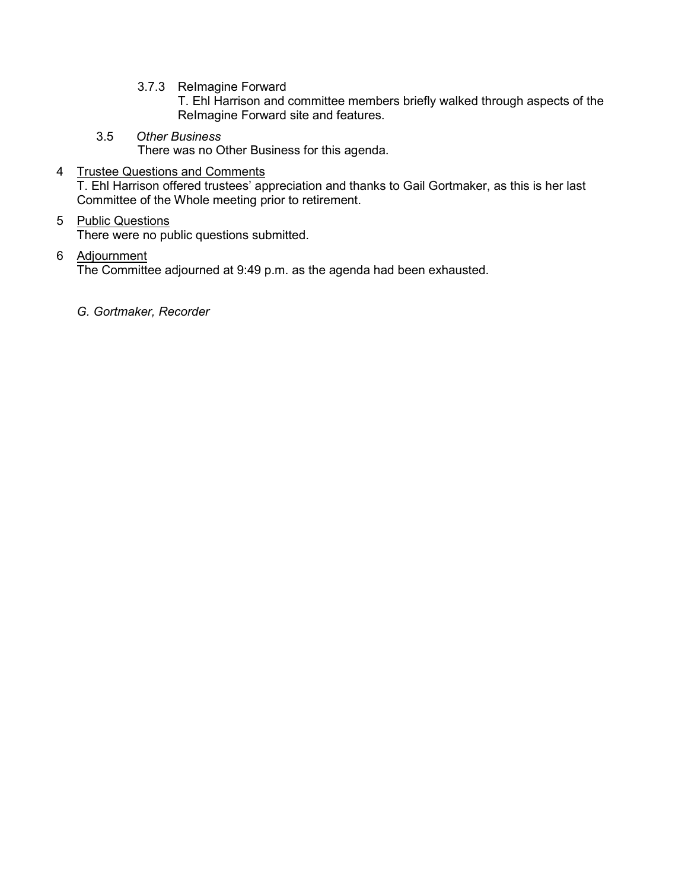3.7.3 ReImagine Forward

T. Ehl Harrison and committee members briefly walked through aspects of the ReImagine Forward site and features.

3.5 *Other Business*

There was no Other Business for this agenda.

4 Trustee Questions and Comments

T. Ehl Harrison offered trustees' appreciation and thanks to Gail Gortmaker, as this is her last Committee of the Whole meeting prior to retirement.

5 Public Questions

There were no public questions submitted.

6 Adjournment

The Committee adjourned at 9:49 p.m. as the agenda had been exhausted.

*G. Gortmaker, Recorder*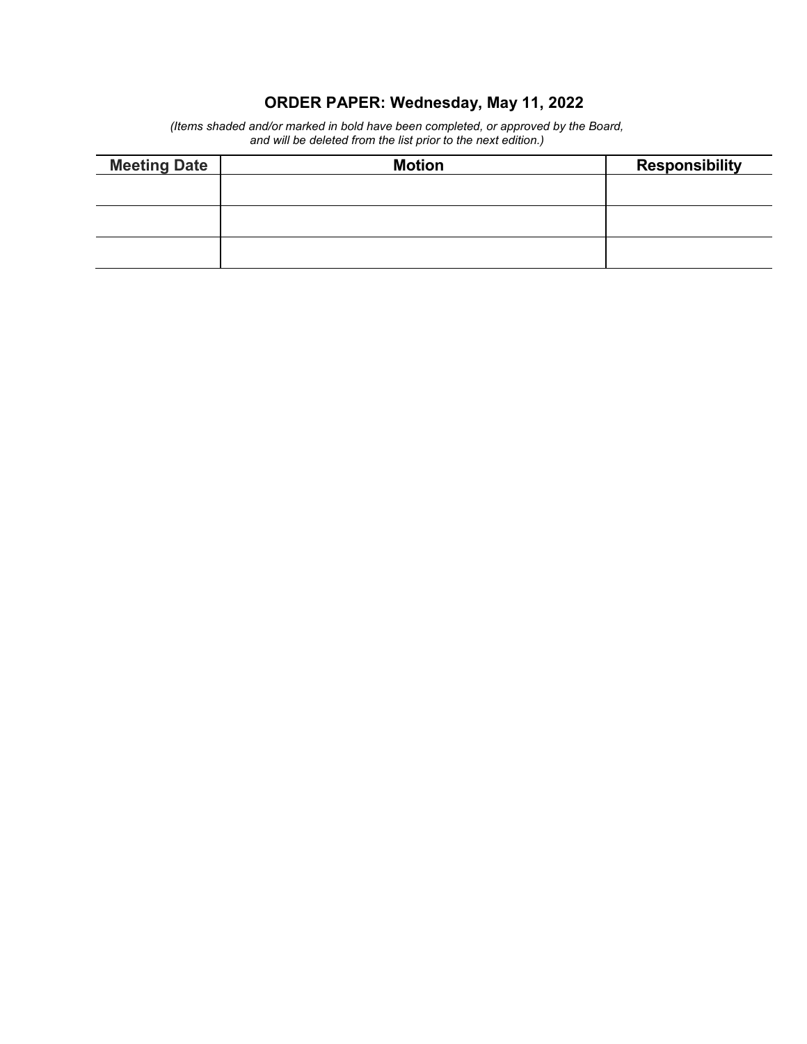## ORDER PAPER: Wednesday, May 11, 2022

*(Items shaded and/or marked in bold have been completed, or approved by the Board, and will be deleted from the list prior to the next edition.)*

| Meeting Date | Motion | Responsibility |
|---|---|---|
| | | |
| | | |
| | | |